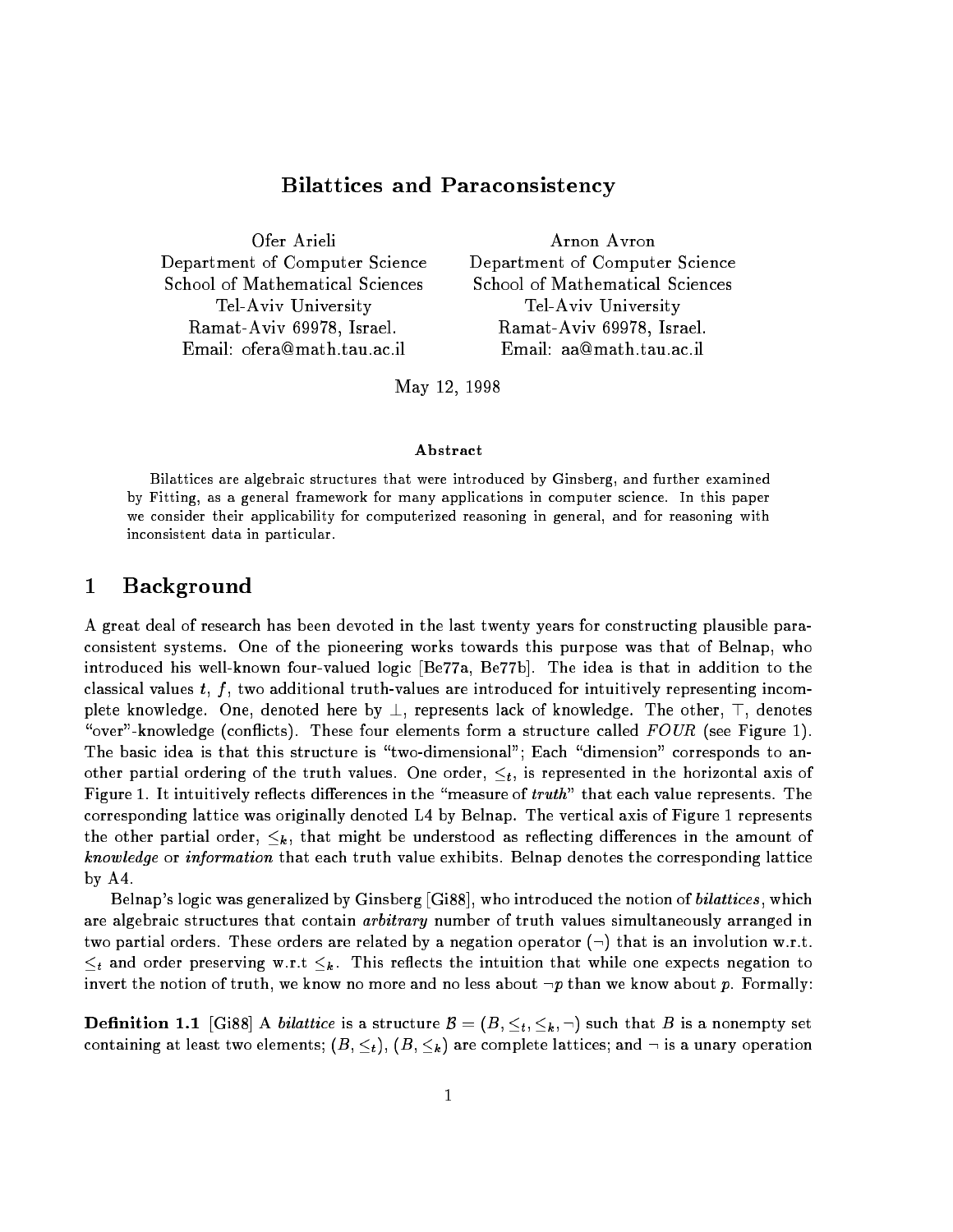# Bilattices and Paraconsistency

Ofer Arieli
Department of Computer Science
School of Mathematical Sciences
Tel-Aviv University
Ramat-Aviv 69978, Israel.
Email: ofera@math.tau.ac.il

Arnon Avron
Department of Computer Science
School of Mathematical Sciences
Tel-Aviv University
Ramat-Aviv 69978, Israel.
Email: aa@math.tau.ac.il

May 12, 1998

### Abstract

Bilattices are algebraic structures that were introduced by Ginsberg, and further examined by Fitting, as a general framework for many applications in computer science. In this paper we consider their applicability for computerized reasoning in general, and for reasoning with inconsistent data in particular.

## 1 Background

A great deal of research has been devoted in the last twenty years for constructing plausible paraconsistent systems. One of the pioneering works towards this purpose was that of Belnap, who introduced his well-known four-valued logic [Be77a, Be77b]. The idea is that in addition to the classical values $t$, $f$, two additional truth-values are introduced for intuitively representing incomplete knowledge. One, denoted here by $\bot$, represents lack of knowledge. The other, $\top$, denotes "over"-knowledge (conflicts). These four elements form a structure called *FOUR* (see Figure 1). The basic idea is that this structure is "two-dimensional"; Each "dimension" corresponds to another partial ordering of the truth values. One order, $\leq_t$, is represented in the horizontal axis of Figure 1. It intuitively reflects differences in the "measure of *truth*" that each value represents. The corresponding lattice was originally denoted L4 by Belnap. The vertical axis of Figure 1 represents the other partial order, $\leq_k$, that might be understood as reflecting differences in the amount of *knowledge* or *information* that each truth value exhibits. Belnap denotes the corresponding lattice by A4.

Belnap's logic was generalized by Ginsberg [Gi88], who introduced the notion of *bilattices*, which are algebraic structures that contain *arbitrary* number of truth values simultaneously arranged in two partial orders. These orders are related by a negation operator ($\neg$) that is an involution w.r.t. $\leq_t$ and order preserving w.r.t $\leq_k$. This reflects the intuition that while one expects negation to invert the notion of truth, we know no more and no less about $\neg p$ than we know about $p$. Formally:

**Definition 1.1** [Gi88] A *bilattice* is a structure $\mathcal{B} = (B, \leq_t, \leq_k, \neg)$ such that $B$ is a nonempty set containing at least two elements; $(B, \leq_t)$, $(B, \leq_k)$ are complete lattices; and $\neg$ is a unary operation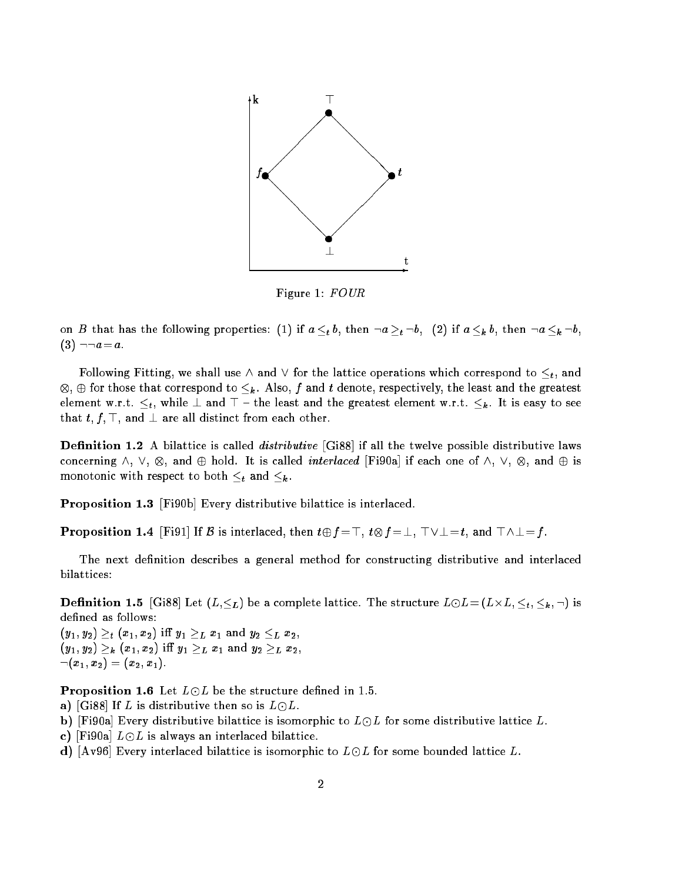Figure 1: *FOUR*

on $B$ that has the following properties: (1) if $a \leq_t b$, then $\neg a \geq_t \neg b$, (2) if $a \leq_k b$, then $\neg a \leq_k \neg b$, (3) $\neg\neg a = a$.

Following Fitting, we shall use $\wedge$ and $\vee$ for the lattice operations which correspond to $\leq_t$, and $\otimes$, $\oplus$ for those that correspond to $\leq_k$. Also, $f$ and $t$ denote, respectively, the least and the greatest element w.r.t. $\leq_t$, while $\bot$ and $\top$ – the least and the greatest element w.r.t. $\leq_k$. It is easy to see that $t$, $f$, $\top$, and $\bot$ are all distinct from each other.

**Definition 1.2** A bilattice is called *distributive* [Gi88] if all the twelve possible distributive laws concerning $\wedge$, $\vee$, $\otimes$, and $\oplus$ hold. It is called *interlaced* [Fi90a] if each one of $\wedge$, $\vee$, $\otimes$, and $\oplus$ is monotonic with respect to both $\leq_t$ and $\leq_k$.

**Proposition 1.3** [Fi90b] Every distributive bilattice is interlaced.

**Proposition 1.4** [Fi91] If $\mathcal{B}$ is interlaced, then $t \oplus f = \top$, $t \otimes f = \bot$, $\top \vee \bot = t$, and $\top \wedge \bot = f$.

The next definition describes a general method for constructing distributive and interlaced bilattices:

**Definition 1.5** [Gi88] Let $(L, \leq_L)$ be a complete lattice. The structure $L \odot L = (L \times L, \leq_t, \leq_k, \neg)$ is defined as follows:
$(y_1, y_2) \geq_t (x_1, x_2)$ iff $y_1 \geq_L x_1$ and $y_2 \leq_L x_2$,
$(y_1, y_2) \geq_k (x_1, x_2)$ iff $y_1 \geq_L x_1$ and $y_2 \geq_L x_2$,
$\neg(x_1, x_2) = (x_2, x_1)$.

**Proposition 1.6** Let $L \odot L$ be the structure defined in 1.5.
**a)** [Gi88] If $L$ is distributive then so is $L \odot L$.
**b)** [Fi90a] Every distributive bilattice is isomorphic to $L \odot L$ for some distributive lattice $L$.
**c)** [Fi90a] $L \odot L$ is always an interlaced bilattice.
**d)** [Av96] Every interlaced bilattice is isomorphic to $L \odot L$ for some bounded lattice $L$.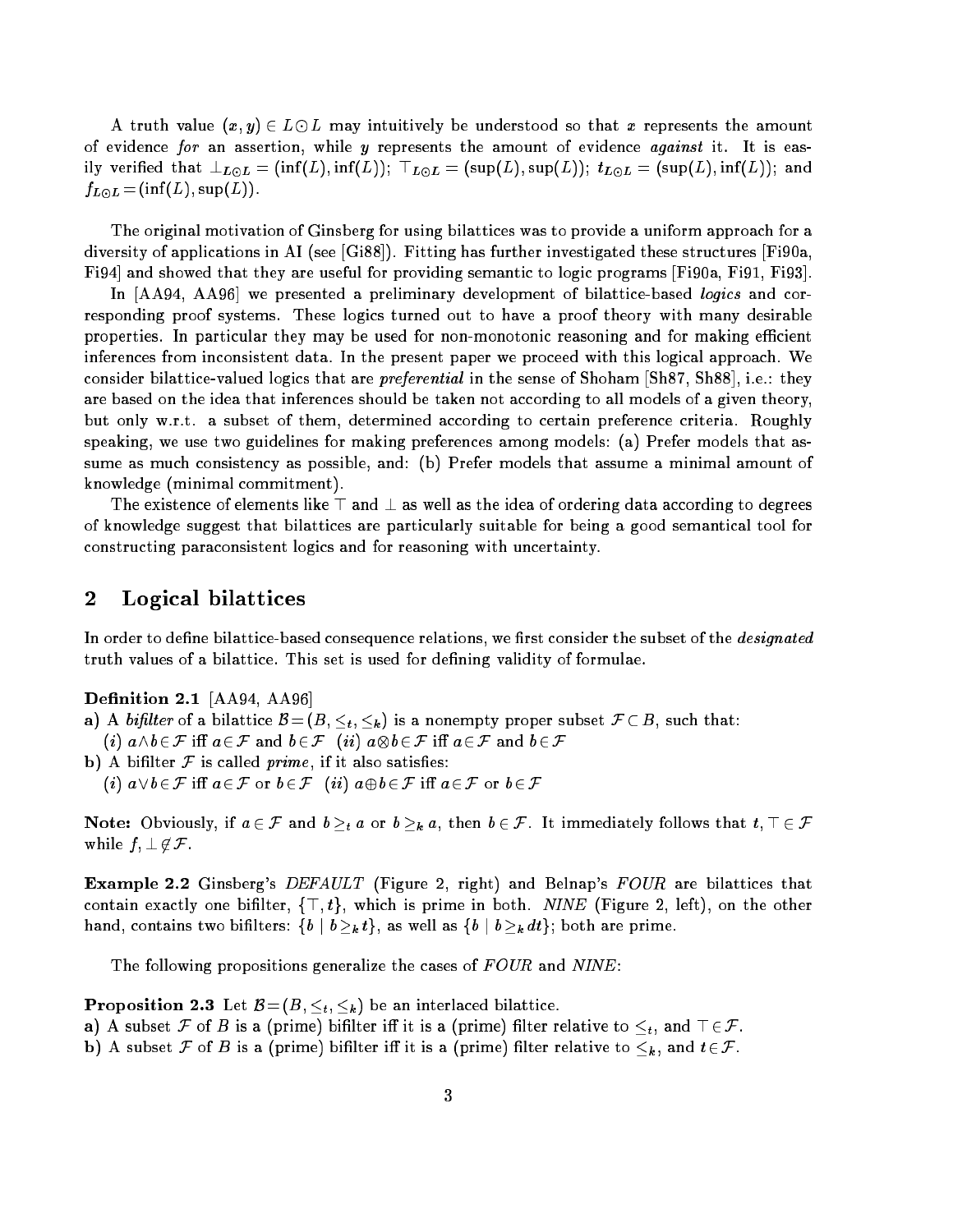A truth value $(x, y) \in L \odot L$ may intuitively be understood so that $x$ represents the amount of evidence *for* an assertion, while $y$ represents the amount of evidence *against* it. It is easily verified that $\bot_{L\odot L} = (\inf(L), \inf(L))$; $\top_{L\odot L} = (\sup(L), \sup(L))$; $t_{L\odot L} = (\sup(L), \inf(L))$; and $f_{L\odot L} = (\inf(L), \sup(L))$.

The original motivation of Ginsberg for using bilattices was to provide a uniform approach for a diversity of applications in AI (see [Gi88]). Fitting has further investigated these structures [Fi90a, Fi94] and showed that they are useful for providing semantic to logic programs [Fi90a, Fi91, Fi93].

In [AA94, AA96] we presented a preliminary development of bilattice-based *logics* and corresponding proof systems. These logics turned out to have a proof theory with many desirable properties. In particular they may be used for non-monotonic reasoning and for making efficient inferences from inconsistent data. In the present paper we proceed with this logical approach. We consider bilattice-valued logics that are *preferential* in the sense of Shoham [Sh87, Sh88], i.e.: they are based on the idea that inferences should be taken not according to all models of a given theory, but only w.r.t. a subset of them, determined according to certain preference criteria. Roughly speaking, we use two guidelines for making preferences among models: (a) Prefer models that assume as much consistency as possible, and: (b) Prefer models that assume a minimal amount of knowledge (minimal commitment).

The existence of elements like $\top$ and $\bot$ as well as the idea of ordering data according to degrees of knowledge suggest that bilattices are particularly suitable for being a good semantical tool for constructing paraconsistent logics and for reasoning with uncertainty.

## 2 Logical bilattices

In order to define bilattice-based consequence relations, we first consider the subset of the *designated* truth values of a bilattice. This set is used for defining validity of formulae.

**Definition 2.1** [AA94, AA96]

**a)** A *bifilter* of a bilattice $\mathcal{B} = (B, \leq_t, \leq_k)$ is a nonempty proper subset $\mathcal{F} \subset B$, such that:
 (*i*) $a \wedge b \in \mathcal{F}$ iff $a \in \mathcal{F}$ and $b \in \mathcal{F}$ (*ii*) $a \otimes b \in \mathcal{F}$ iff $a \in \mathcal{F}$ and $b \in \mathcal{F}$

**b)** A bifilter $\mathcal{F}$ is called *prime*, if it also satisfies:
 (*i*) $a \vee b \in \mathcal{F}$ iff $a \in \mathcal{F}$ or $b \in \mathcal{F}$ (*ii*) $a \oplus b \in \mathcal{F}$ iff $a \in \mathcal{F}$ or $b \in \mathcal{F}$

**Note:** Obviously, if $a \in \mathcal{F}$ and $b \geq_t a$ or $b \geq_k a$, then $b \in \mathcal{F}$. It immediately follows that $t, \top \in \mathcal{F}$ while $f, \bot \notin \mathcal{F}$.

**Example 2.2** Ginsberg's *DEFAULT* (Figure 2, right) and Belnap's *FOUR* are bilattices that contain exactly one bifilter, $\{\top, t\}$, which is prime in both. *NINE* (Figure 2, left), on the other hand, contains two bifilters: $\{b \mid b \geq_k t\}$, as well as $\{b \mid b \geq_k dt\}$; both are prime.

The following propositions generalize the cases of *FOUR* and *NINE*:

**Proposition 2.3** Let $\mathcal{B} = (B, \leq_t, \leq_k)$ be an interlaced bilattice.

**a)** A subset $\mathcal{F}$ of $B$ is a (prime) bifilter iff it is a (prime) filter relative to $\leq_t$, and $\top \in \mathcal{F}$.

**b)** A subset $\mathcal{F}$ of $B$ is a (prime) bifilter iff it is a (prime) filter relative to $\leq_k$, and $t \in \mathcal{F}$.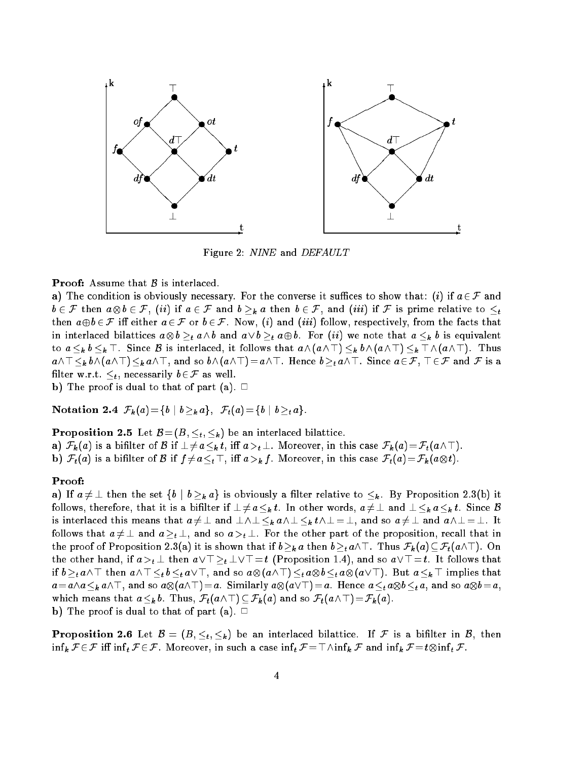Figure 2: *NINE* and *DEFAULT*

**Proof:** Assume that $\mathcal{B}$ is interlaced.

**a)** The condition is obviously necessary. For the converse it suffices to show that: $(i)$ if $a \in \mathcal{F}$ and $b \in \mathcal{F}$ then $a \otimes b \in \mathcal{F}$, $(ii)$ if $a \in \mathcal{F}$ and $b \geq_k a$ then $b \in \mathcal{F}$, and $(iii)$ if $\mathcal{F}$ is prime relative to $\leq_t$ then $a \oplus b \in \mathcal{F}$ iff either $a \in \mathcal{F}$ or $b \in \mathcal{F}$. Now, $(i)$ and $(iii)$ follow, respectively, from the facts that in interlaced bilattices $a \otimes b \geq_t a \wedge b$ and $a \vee b \geq_t a \oplus b$. For $(ii)$ we note that $a \leq_k b$ is equivalent to $a \leq_k b \leq_k \top$. Since $\mathcal{B}$ is interlaced, it follows that $a \wedge (a \wedge \top) \leq_k b \wedge (a \wedge \top) \leq_k \top \wedge (a \wedge \top)$. Thus $a \wedge \top \leq_k b \wedge (a \wedge \top) \leq_k a \wedge \top$, and so $b \wedge (a \wedge \top) = a \wedge \top$. Hence $b \geq_t a \wedge \top$. Since $a \in \mathcal{F}$, $\top \in \mathcal{F}$ and $\mathcal{F}$ is a filter w.r.t. $\leq_t$, necessarily $b \in \mathcal{F}$ as well.

**b)** The proof is dual to that of part (a). $\Box$

**Notation 2.4** $\mathcal{F}_k(a) = \{b \mid b \geq_k a\}$, $\mathcal{F}_t(a) = \{b \mid b \geq_t a\}$.

**Proposition 2.5** Let $\mathcal{B} = (B, \leq_t, \leq_k)$ be an interlaced bilattice.

**a)** $\mathcal{F}_k(a)$ is a bifilter of $\mathcal{B}$ if $\bot \neq a \leq_k t$, iff $a >_t \bot$. Moreover, in this case $\mathcal{F}_k(a) = \mathcal{F}_t(a \wedge \top)$.

**b)** $\mathcal{F}_t(a)$ is a bifilter of $\mathcal{B}$ if $f \neq a \leq_t \top$, iff $a >_k f$. Moreover, in this case $\mathcal{F}_t(a) = \mathcal{F}_k(a \otimes t)$.

**Proof:**

**a)** If $a \neq \bot$ then the set $\{b \mid b \geq_k a\}$ is obviously a filter relative to $\leq_k$. By Proposition 2.3(b) it follows, therefore, that it is a bifilter if $\bot \neq a \leq_k t$. In other words, $a \neq \bot$ and $\bot \leq_k a \leq_k t$. Since $\mathcal{B}$ is interlaced this means that $a \neq \bot$ and $\bot \wedge \bot \leq_k a \wedge \bot \leq_k t \wedge \bot = \bot$, and so $a \neq \bot$ and $a \wedge \bot = \bot$. It follows that $a \neq \bot$ and $a \geq_t \bot$, and so $a >_t \bot$. For the other part of the proposition, recall that in the proof of Proposition 2.3(a) it is shown that if $b \geq_k a$ then $b \geq_t a \wedge \top$. Thus $\mathcal{F}_k(a) \subseteq \mathcal{F}_t(a \wedge \top)$. On the other hand, if $a >_t \bot$ then $a \vee \top \geq_t \bot \vee \top = t$ (Proposition 1.4), and so $a \vee \top = t$. It follows that if $b \geq_t a \wedge \top$ then $a \wedge \top \leq_t b \leq_t a \vee \top$, and so $a \otimes (a \wedge \top) \leq_t a \otimes b \leq_t a \otimes (a \vee \top)$. But $a \leq_k \top$ implies that $a = a \wedge a \leq_k a \wedge \top$, and so $a \otimes (a \wedge \top) = a$. Similarly $a \otimes (a \vee \top) = a$. Hence $a \leq_t a \otimes b \leq_t a$, and so $a \otimes b = a$, which means that $a \leq_k b$. Thus, $\mathcal{F}_t(a \wedge \top) \subseteq \mathcal{F}_k(a)$ and so $\mathcal{F}_t(a \wedge \top) = \mathcal{F}_k(a)$.

**b)** The proof is dual to that of part (a). $\Box$

**Proposition 2.6** Let $\mathcal{B} = (B, \leq_t, \leq_k)$ be an interlaced bilattice. If $\mathcal{F}$ is a bifilter in $\mathcal{B}$, then $\inf_k \mathcal{F} \in \mathcal{F}$ iff $\inf_t \mathcal{F} \in \mathcal{F}$. Moreover, in such a case $\inf_t \mathcal{F} = \top \wedge \inf_k \mathcal{F}$ and $\inf_k \mathcal{F} = t \otimes \inf_t \mathcal{F}$.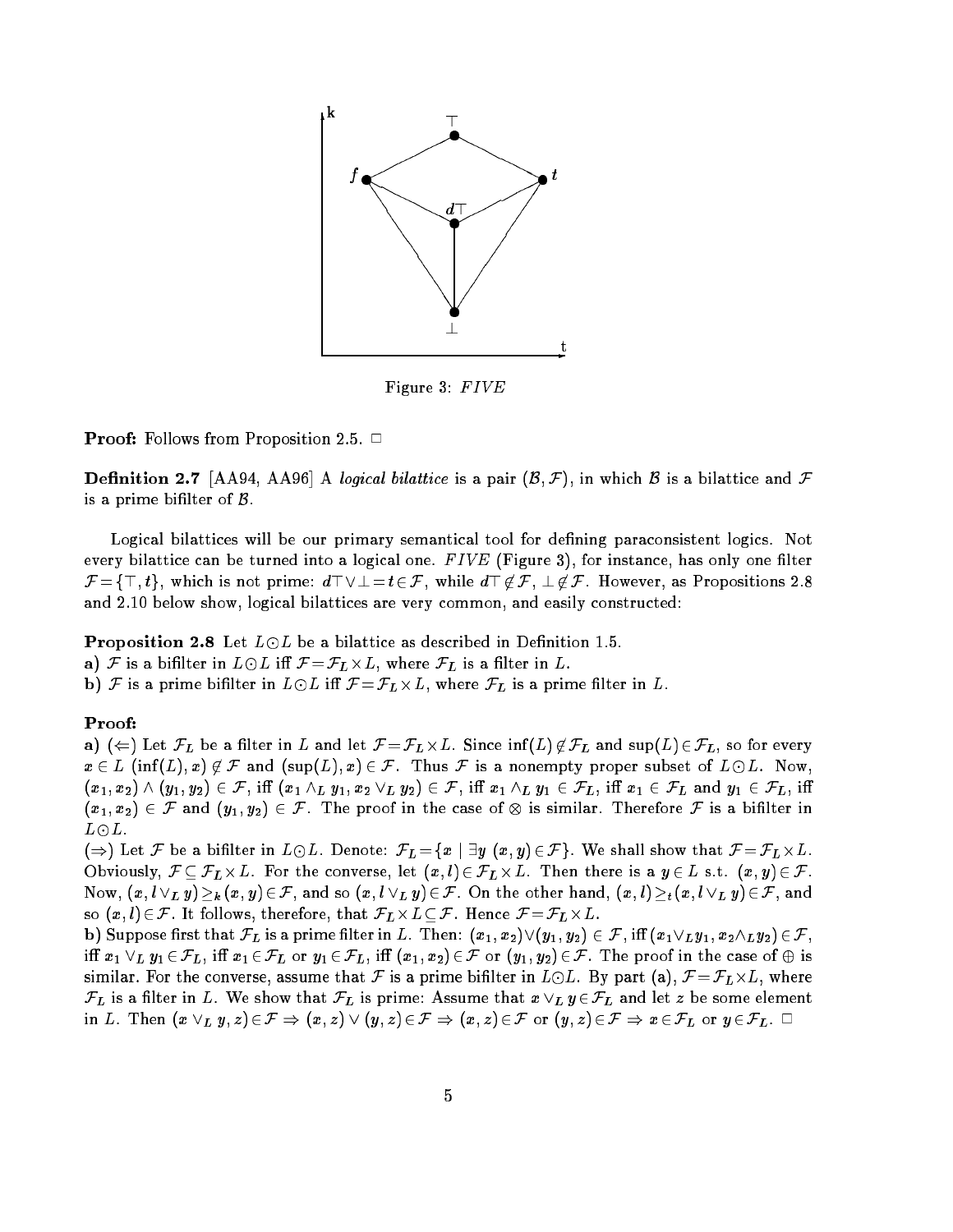Figure 3: *FIVE*

**Proof:** Follows from Proposition 2.5. □

**Definition 2.7** [AA94, AA96] A *logical bilattice* is a pair $(\mathcal{B}, \mathcal{F})$, in which $\mathcal{B}$ is a bilattice and $\mathcal{F}$ is a prime bifilter of $\mathcal{B}$.

Logical bilattices will be our primary semantical tool for defining paraconsistent logics. Not every bilattice can be turned into a logical one. *FIVE* (Figure 3), for instance, has only one filter $\mathcal{F} = \{\top, t\}$, which is not prime: $d\top \vee \bot = t \in \mathcal{F}$, while $d\top \notin \mathcal{F}$, $\bot \notin \mathcal{F}$. However, as Propositions 2.8 and 2.10 below show, logical bilattices are very common, and easily constructed:

**Proposition 2.8** Let $L \odot L$ be a bilattice as described in Definition 1.5.
**a)** $\mathcal{F}$ is a bifilter in $L \odot L$ iff $\mathcal{F} = \mathcal{F}_L \times L$, where $\mathcal{F}_L$ is a filter in $L$.
**b)** $\mathcal{F}$ is a prime bifilter in $L \odot L$ iff $\mathcal{F} = \mathcal{F}_L \times L$, where $\mathcal{F}_L$ is a prime filter in $L$.

**Proof:**
**a)** ($\Leftarrow$) Let $\mathcal{F}_L$ be a filter in $L$ and let $\mathcal{F} = \mathcal{F}_L \times L$. Since $\inf(L) \notin \mathcal{F}_L$ and $\sup(L) \in \mathcal{F}_L$, so for every $x \in L$ $(\inf(L), x) \notin \mathcal{F}$ and $(\sup(L), x) \in \mathcal{F}$. Thus $\mathcal{F}$ is a nonempty proper subset of $L \odot L$. Now, $(x_1, x_2) \wedge (y_1, y_2) \in \mathcal{F}$, iff $(x_1 \wedge_L y_1, x_2 \vee_L y_2) \in \mathcal{F}$, iff $x_1 \wedge_L y_1 \in \mathcal{F}_L$, iff $x_1 \in \mathcal{F}_L$ and $y_1 \in \mathcal{F}_L$, iff $(x_1, x_2) \in \mathcal{F}$ and $(y_1, y_2) \in \mathcal{F}$. The proof in the case of $\otimes$ is similar. Therefore $\mathcal{F}$ is a bifilter in $L \odot L$.
($\Rightarrow$) Let $\mathcal{F}$ be a bifilter in $L \odot L$. Denote: $\mathcal{F}_L = \{x \mid \exists y \; (x, y) \in \mathcal{F}\}$. We shall show that $\mathcal{F} = \mathcal{F}_L \times L$. Obviously, $\mathcal{F} \subseteq \mathcal{F}_L \times L$. For the converse, let $(x, l) \in \mathcal{F}_L \times L$. Then there is a $y \in L$ s.t. $(x, y) \in \mathcal{F}$. Now, $(x, l \vee_L y) \geq_k (x, y) \in \mathcal{F}$, and so $(x, l \vee_L y) \in \mathcal{F}$. On the other hand, $(x, l) \geq_t (x, l \vee_L y) \in \mathcal{F}$, and so $(x, l) \in \mathcal{F}$. It follows, therefore, that $\mathcal{F}_L \times L \subseteq \mathcal{F}$. Hence $\mathcal{F} = \mathcal{F}_L \times L$.
**b)** Suppose first that $\mathcal{F}_L$ is a prime filter in $L$. Then: $(x_1, x_2) \vee (y_1, y_2) \in \mathcal{F}$, iff $(x_1 \vee_L y_1, x_2 \wedge_L y_2) \in \mathcal{F}$, iff $x_1 \vee_L y_1 \in \mathcal{F}_L$, iff $x_1 \in \mathcal{F}_L$ or $y_1 \in \mathcal{F}_L$, iff $(x_1, x_2) \in \mathcal{F}$ or $(y_1, y_2) \in \mathcal{F}$. The proof in the case of $\oplus$ is similar. For the converse, assume that $\mathcal{F}$ is a prime bifilter in $L \odot L$. By part (a), $\mathcal{F} = \mathcal{F}_L \times L$, where $\mathcal{F}_L$ is a filter in $L$. We show that $\mathcal{F}_L$ is prime: Assume that $x \vee_L y \in \mathcal{F}_L$ and let $z$ be some element in $L$. Then $(x \vee_L y, z) \in \mathcal{F} \Rightarrow (x, z) \vee (y, z) \in \mathcal{F} \Rightarrow (x, z) \in \mathcal{F}$ or $(y, z) \in \mathcal{F} \Rightarrow x \in \mathcal{F}_L$ or $y \in \mathcal{F}_L$. □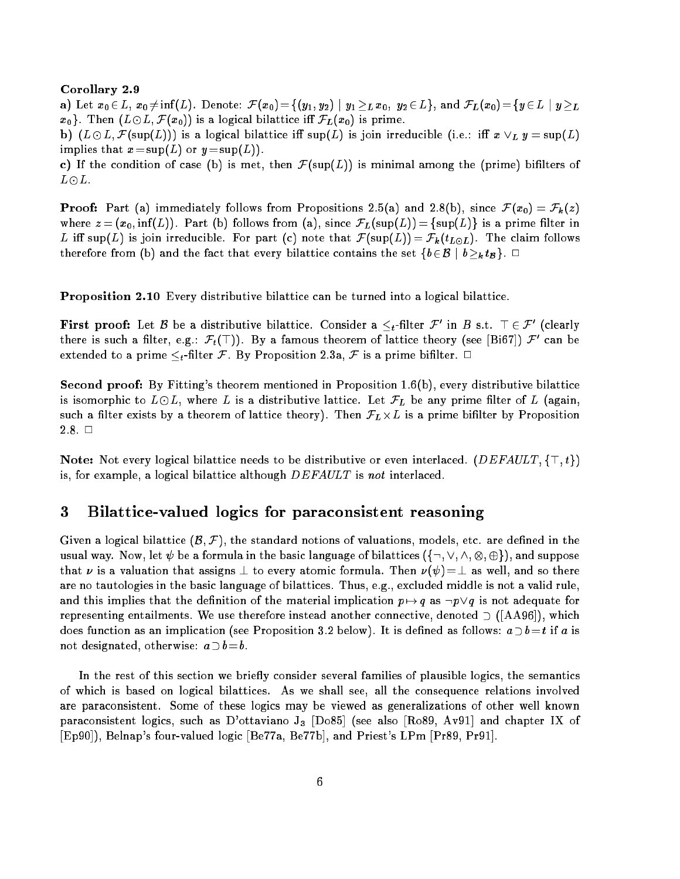**Corollary 2.9**

**a)** Let $x_0 \in L$, $x_0 \neq \inf(L)$. Denote: $\mathcal{F}(x_0) = \{(y_1, y_2) \mid y_1 \geq_L x_0,\ y_2 \in L\}$, and $\mathcal{F}_L(x_0) = \{y \in L \mid y \geq_L x_0\}$. Then $(L \odot L, \mathcal{F}(x_0))$ is a logical bilattice iff $\mathcal{F}_L(x_0)$ is prime.

**b)** $(L \odot L, \mathcal{F}(\sup(L)))$ is a logical bilattice iff $\sup(L)$ is join irreducible (i.e.: iff $x \vee_L y = \sup(L)$ implies that $x = \sup(L)$ or $y = \sup(L)$).

**c)** If the condition of case (b) is met, then $\mathcal{F}(\sup(L))$ is minimal among the (prime) bifilters of $L \odot L$.

**Proof:** Part (a) immediately follows from Propositions 2.5(a) and 2.8(b), since $\mathcal{F}(x_0) = \mathcal{F}_k(z)$ where $z = (x_0, \inf(L))$. Part (b) follows from (a), since $\mathcal{F}_L(\sup(L)) = \{\sup(L)\}$ is a prime filter in $L$ iff $\sup(L)$ is join irreducible. For part (c) note that $\mathcal{F}(\sup(L)) = \mathcal{F}_k(t_{L \odot L})$. The claim follows therefore from (b) and the fact that every bilattice contains the set $\{b \in \mathcal{B} \mid b \geq_k t_{\mathcal{B}}\}$. □

**Proposition 2.10** Every distributive bilattice can be turned into a logical bilattice.

**First proof:** Let $\mathcal{B}$ be a distributive bilattice. Consider a $\leq_t$-filter $\mathcal{F}'$ in $B$ s.t. $\top \in \mathcal{F}'$ (clearly there is such a filter, e.g.: $\mathcal{F}_t(\top)$). By a famous theorem of lattice theory (see [Bi67]) $\mathcal{F}'$ can be extended to a prime $\leq_t$-filter $\mathcal{F}$. By Proposition 2.3a, $\mathcal{F}$ is a prime bifilter. □

**Second proof:** By Fitting's theorem mentioned in Proposition 1.6(b), every distributive bilattice is isomorphic to $L \odot L$, where $L$ is a distributive lattice. Let $\mathcal{F}_L$ be any prime filter of $L$ (again, such a filter exists by a theorem of lattice theory). Then $\mathcal{F}_L \times L$ is a prime bifilter by Proposition 2.8. □

**Note:** Not every logical bilattice needs to be distributive or even interlaced. $(DEFAULT, \{\top, t\})$ is, for example, a logical bilattice although $DEFAULT$ is *not* interlaced.

## 3 Bilattice-valued logics for paraconsistent reasoning

Given a logical bilattice $(\mathcal{B}, \mathcal{F})$, the standard notions of valuations, models, etc. are defined in the usual way. Now, let $\psi$ be a formula in the basic language of bilattices $(\{\neg, \vee, \wedge, \otimes, \oplus\})$, and suppose that $\nu$ is a valuation that assigns $\perp$ to every atomic formula. Then $\nu(\psi) = \perp$ as well, and so there are no tautologies in the basic language of bilattices. Thus, e.g., excluded middle is not a valid rule, and this implies that the definition of the material implication $p \mapsto q$ as $\neg p \vee q$ is not adequate for representing entailments. We use therefore instead another connective, denoted $\supset$ ([AA96]), which does function as an implication (see Proposition 3.2 below). It is defined as follows: $a \supset b = t$ if $a$ is not designated, otherwise: $a \supset b = b$.

In the rest of this section we briefly consider several families of plausible logics, the semantics of which is based on logical bilattices. As we shall see, all the consequence relations involved are paraconsistent. Some of these logics may be viewed as generalizations of other well known paraconsistent logics, such as D'ottaviano $J_3$ [Do85] (see also [Ro89, Av91] and chapter IX of [Ep90]), Belnap's four-valued logic [Be77a, Be77b], and Priest's LPm [Pr89, Pr91].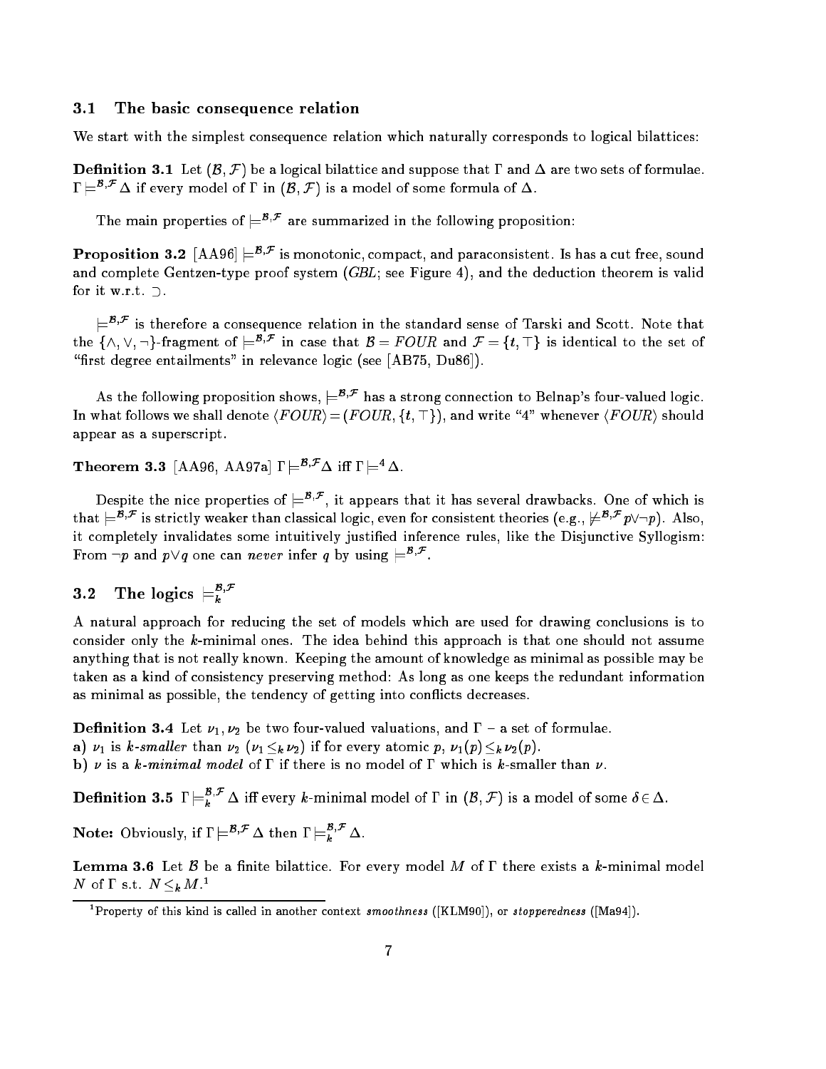### 3.1 The basic consequence relation

We start with the simplest consequence relation which naturally corresponds to logical bilattices:

**Definition 3.1** Let $(\mathcal{B},\mathcal{F})$ be a logical bilattice and suppose that $\Gamma$ and $\Delta$ are two sets of formulae. $\Gamma \models^{\mathcal{B},\mathcal{F}} \Delta$ if every model of $\Gamma$ in $(\mathcal{B},\mathcal{F})$ is a model of some formula of $\Delta$.

The main properties of $\models^{\mathcal{B},\mathcal{F}}$ are summarized in the following proposition:

**Proposition 3.2** [AA96] $\models^{\mathcal{B},\mathcal{F}}$ is monotonic, compact, and paraconsistent. Is has a cut free, sound and complete Gentzen-type proof system (*GBL*; see Figure 4), and the deduction theorem is valid for it w.r.t. $\supset$.

$\models^{\mathcal{B},\mathcal{F}}$ is therefore a consequence relation in the standard sense of Tarski and Scott. Note that the $\{\wedge,\vee,\neg\}$-fragment of $\models^{\mathcal{B},\mathcal{F}}$ in case that $\mathcal{B} = FOUR$ and $\mathcal{F}=\{t,\top\}$ is identical to the set of "first degree entailments" in relevance logic (see [AB75, Du86]).

As the following proposition shows, $\models^{\mathcal{B},\mathcal{F}}$ has a strong connection to Belnap's four-valued logic. In what follows we shall denote $\langle FOUR\rangle = (FOUR, \{t,\top\})$, and write "4" whenever $\langle FOUR\rangle$ should appear as a superscript.

**Theorem 3.3** [AA96, AA97a] $\Gamma \models^{\mathcal{B},\mathcal{F}} \Delta$ iff $\Gamma \models^{4} \Delta$.

Despite the nice properties of $\models^{\mathcal{B},\mathcal{F}}$, it appears that it has several drawbacks. One of which is that $\models^{\mathcal{B},\mathcal{F}}$ is strictly weaker than classical logic, even for consistent theories (e.g., $\not\models^{\mathcal{B},\mathcal{F}} p\vee\neg p$). Also, it completely invalidates some intuitively justified inference rules, like the Disjunctive Syllogism: From $\neg p$ and $p\vee q$ one can *never* infer $q$ by using $\models^{\mathcal{B},\mathcal{F}}$.

### 3.2 The logics $\models_k^{\mathcal{B},\mathcal{F}}$

A natural approach for reducing the set of models which are used for drawing conclusions is to consider only the $k$-minimal ones. The idea behind this approach is that one should not assume anything that is not really known. Keeping the amount of knowledge as minimal as possible may be taken as a kind of consistency preserving method: As long as one keeps the redundant information as minimal as possible, the tendency of getting into conflicts decreases.

**Definition 3.4** Let $\nu_1,\nu_2$ be two four-valued valuations, and $\Gamma$ – a set of formulae.
a) $\nu_1$ is *k-smaller* than $\nu_2$ ($\nu_1 \leq_k \nu_2$) if for every atomic $p$, $\nu_1(p) \leq_k \nu_2(p)$.
b) $\nu$ is a *k-minimal model* of $\Gamma$ if there is no model of $\Gamma$ which is $k$-smaller than $\nu$.

**Definition 3.5** $\Gamma \models_k^{\mathcal{B},\mathcal{F}} \Delta$ iff every $k$-minimal model of $\Gamma$ in $(\mathcal{B},\mathcal{F})$ is a model of some $\delta\in\Delta$.

**Note:** Obviously, if $\Gamma \models^{\mathcal{B},\mathcal{F}} \Delta$ then $\Gamma \models_k^{\mathcal{B},\mathcal{F}} \Delta$.

**Lemma 3.6** Let $\mathcal{B}$ be a finite bilattice. For every model $M$ of $\Gamma$ there exists a $k$-minimal model $N$ of $\Gamma$ s.t. $N \leq_k M$.[1]

[1] Property of this kind is called in another context *smoothness* ([KLM90]), or *stopperedness* ([Ma94]).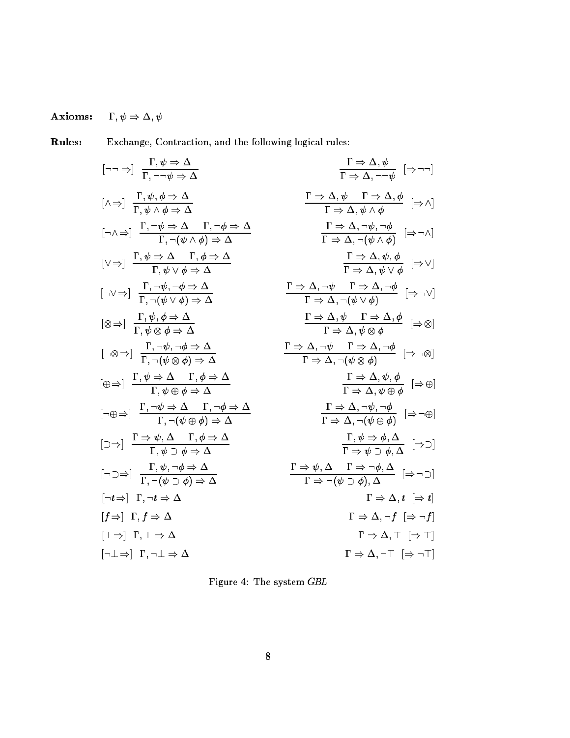**Axioms:** $\Gamma, \psi \Rightarrow \Delta, \psi$

**Rules:** Exchange, Contraction, and the following logical rules:

$$[\neg\neg\Rightarrow]\ \frac{\Gamma, \psi \Rightarrow \Delta}{\Gamma, \neg\neg\psi \Rightarrow \Delta} \qquad \frac{\Gamma \Rightarrow \Delta, \psi}{\Gamma \Rightarrow \Delta, \neg\neg\psi}\ [\Rightarrow\neg\neg]$$

$$[\wedge\Rightarrow]\ \frac{\Gamma, \psi, \phi \Rightarrow \Delta}{\Gamma, \psi \wedge \phi \Rightarrow \Delta} \qquad \frac{\Gamma \Rightarrow \Delta, \psi \quad \Gamma \Rightarrow \Delta, \phi}{\Gamma \Rightarrow \Delta, \psi \wedge \phi}\ [\Rightarrow\wedge]$$

$$[\neg\wedge\Rightarrow]\ \frac{\Gamma, \neg\psi \Rightarrow \Delta \quad \Gamma, \neg\phi \Rightarrow \Delta}{\Gamma, \neg(\psi \wedge \phi) \Rightarrow \Delta} \qquad \frac{\Gamma \Rightarrow \Delta, \neg\psi, \neg\phi}{\Gamma \Rightarrow \Delta, \neg(\psi \wedge \phi)}\ [\Rightarrow\neg\wedge]$$

$$[\vee\Rightarrow]\ \frac{\Gamma, \psi \Rightarrow \Delta \quad \Gamma, \phi \Rightarrow \Delta}{\Gamma, \psi \vee \phi \Rightarrow \Delta} \qquad \frac{\Gamma \Rightarrow \Delta, \psi, \phi}{\Gamma \Rightarrow \Delta, \psi \vee \phi}\ [\Rightarrow\vee]$$

$$[\neg\vee\Rightarrow]\ \frac{\Gamma, \neg\psi, \neg\phi \Rightarrow \Delta}{\Gamma, \neg(\psi \vee \phi) \Rightarrow \Delta} \qquad \frac{\Gamma \Rightarrow \Delta, \neg\psi \quad \Gamma \Rightarrow \Delta, \neg\phi}{\Gamma \Rightarrow \Delta, \neg(\psi \vee \phi)}\ [\Rightarrow\neg\vee]$$

$$[\otimes\Rightarrow]\ \frac{\Gamma, \psi, \phi \Rightarrow \Delta}{\Gamma, \psi \otimes \phi \Rightarrow \Delta} \qquad \frac{\Gamma \Rightarrow \Delta, \psi \quad \Gamma \Rightarrow \Delta, \phi}{\Gamma \Rightarrow \Delta, \psi \otimes \phi}\ [\Rightarrow\otimes]$$

$$[\neg\otimes\Rightarrow]\ \frac{\Gamma, \neg\psi, \neg\phi \Rightarrow \Delta}{\Gamma, \neg(\psi \otimes \phi) \Rightarrow \Delta} \qquad \frac{\Gamma \Rightarrow \Delta, \neg\psi \quad \Gamma \Rightarrow \Delta, \neg\phi}{\Gamma \Rightarrow \Delta, \neg(\psi \otimes \phi)}\ [\Rightarrow\neg\otimes]$$

$$[\oplus\Rightarrow]\ \frac{\Gamma, \psi \Rightarrow \Delta \quad \Gamma, \phi \Rightarrow \Delta}{\Gamma, \psi \oplus \phi \Rightarrow \Delta} \qquad \frac{\Gamma \Rightarrow \Delta, \psi, \phi}{\Gamma \Rightarrow \Delta, \psi \oplus \phi}\ [\Rightarrow\oplus]$$

$$[\neg\oplus\Rightarrow]\ \frac{\Gamma, \neg\psi \Rightarrow \Delta \quad \Gamma, \neg\phi \Rightarrow \Delta}{\Gamma, \neg(\psi \oplus \phi) \Rightarrow \Delta} \qquad \frac{\Gamma \Rightarrow \Delta, \neg\psi, \neg\phi}{\Gamma \Rightarrow \Delta, \neg(\psi \oplus \phi)}\ [\Rightarrow\neg\oplus]$$

$$[\supset\Rightarrow]\ \frac{\Gamma \Rightarrow \psi, \Delta \quad \Gamma, \phi \Rightarrow \Delta}{\Gamma, \psi \supset \phi \Rightarrow \Delta} \qquad \frac{\Gamma, \psi \Rightarrow \phi, \Delta}{\Gamma \Rightarrow \psi \supset \phi, \Delta}\ [\Rightarrow\supset]$$

$$[\neg\supset\Rightarrow]\ \frac{\Gamma, \psi, \neg\phi \Rightarrow \Delta}{\Gamma, \neg(\psi \supset \phi) \Rightarrow \Delta} \qquad \frac{\Gamma \Rightarrow \psi, \Delta \quad \Gamma \Rightarrow \neg\phi, \Delta}{\Gamma \Rightarrow \neg(\psi \supset \phi), \Delta}\ [\Rightarrow\neg\supset]$$

$$[\neg t\Rightarrow]\ \Gamma, \neg t \Rightarrow \Delta \qquad \Gamma \Rightarrow \Delta, t\ [\Rightarrow t]$$

$$[f\Rightarrow]\ \Gamma, f \Rightarrow \Delta \qquad \Gamma \Rightarrow \Delta, \neg f\ [\Rightarrow \neg f]$$

$$[\bot\Rightarrow]\ \Gamma, \bot \Rightarrow \Delta \qquad \Gamma \Rightarrow \Delta, \top\ [\Rightarrow \top]$$

$$[\neg\bot\Rightarrow]\ \Gamma, \neg\bot \Rightarrow \Delta \qquad \Gamma \Rightarrow \Delta, \neg\top\ [\Rightarrow \neg\top]$$

Figure 4: The system *GBL*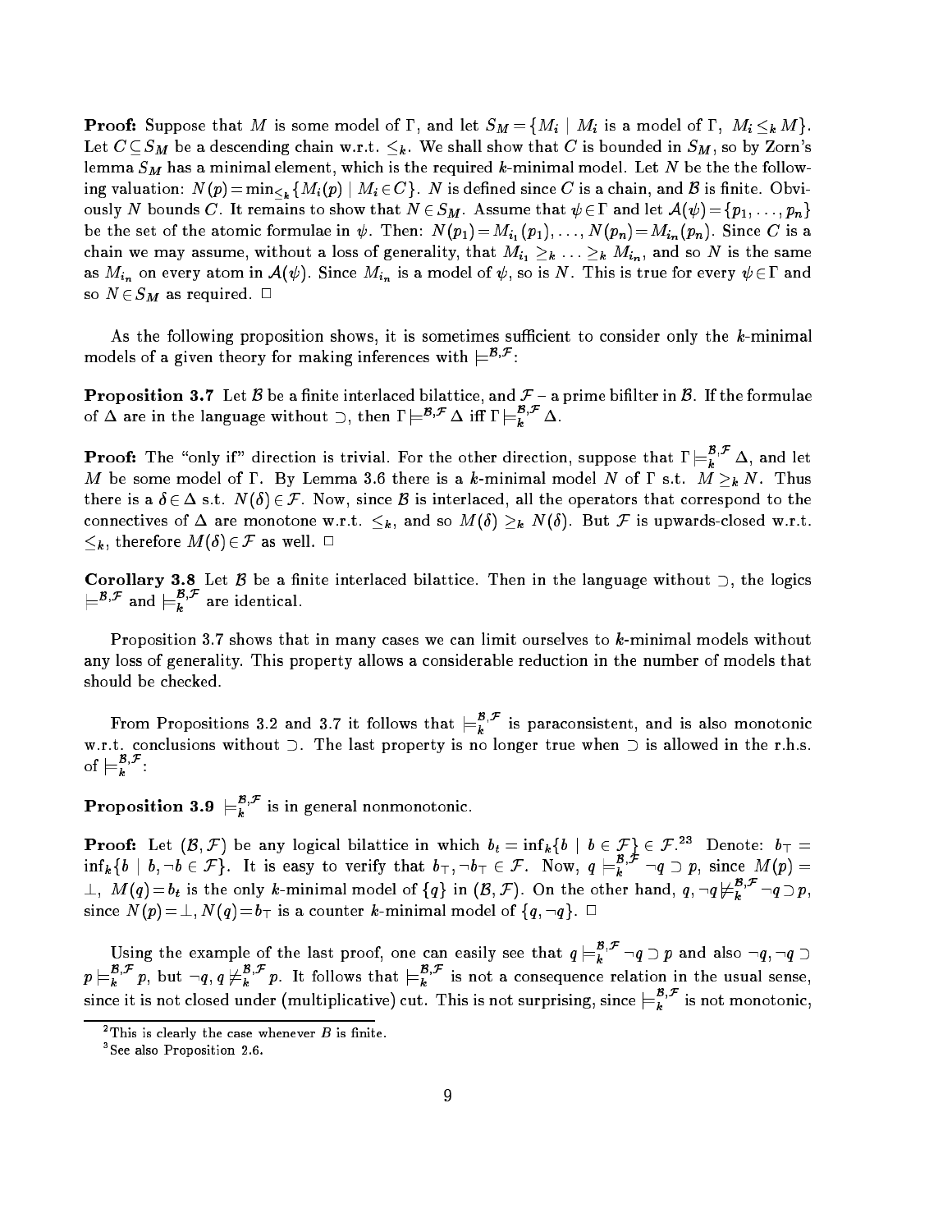**Proof:** Suppose that $M$ is some model of $\Gamma$, and let $S_M = \{M_i \mid M_i \text{ is a model of } \Gamma,\ M_i \leq_k M\}$. Let $C \subseteq S_M$ be a descending chain w.r.t. $\leq_k$. We shall show that $C$ is bounded in $S_M$, so by Zorn's lemma $S_M$ has a minimal element, which is the required $k$-minimal model. Let $N$ be the the following valuation: $N(p) = \min_{\leq_k}\{M_i(p) \mid M_i \in C\}$. $N$ is defined since $C$ is a chain, and $\mathcal{B}$ is finite. Obviously $N$ bounds $C$. It remains to show that $N \in S_M$. Assume that $\psi \in \Gamma$ and let $\mathcal{A}(\psi) = \{p_1, \ldots, p_n\}$ be the set of the atomic formulae in $\psi$. Then: $N(p_1) = M_{i_1}(p_1), \ldots, N(p_n) = M_{i_n}(p_n)$. Since $C$ is a chain we may assume, without a loss of generality, that $M_{i_1} \geq_k \ldots \geq_k M_{i_n}$, and so $N$ is the same as $M_{i_n}$ on every atom in $\mathcal{A}(\psi)$. Since $M_{i_n}$ is a model of $\psi$, so is $N$. This is true for every $\psi \in \Gamma$ and so $N \in S_M$ as required. □

As the following proposition shows, it is sometimes sufficient to consider only the $k$-minimal models of a given theory for making inferences with $\models^{\mathcal{B},\mathcal{F}}$:

**Proposition 3.7** Let $\mathcal{B}$ be a finite interlaced bilattice, and $\mathcal{F}$ – a prime bifilter in $\mathcal{B}$. If the formulae of $\Delta$ are in the language without $\supset$, then $\Gamma \models^{\mathcal{B},\mathcal{F}} \Delta$ iff $\Gamma \models_k^{\mathcal{B},\mathcal{F}} \Delta$.

**Proof:** The "only if" direction is trivial. For the other direction, suppose that $\Gamma \models_k^{\mathcal{B},\mathcal{F}} \Delta$, and let $M$ be some model of $\Gamma$. By Lemma 3.6 there is a $k$-minimal model $N$ of $\Gamma$ s.t. $M \geq_k N$. Thus there is a $\delta \in \Delta$ s.t. $N(\delta) \in \mathcal{F}$. Now, since $\mathcal{B}$ is interlaced, all the operators that correspond to the connectives of $\Delta$ are monotone w.r.t. $\leq_k$, and so $M(\delta) \geq_k N(\delta)$. But $\mathcal{F}$ is upwards-closed w.r.t. $\leq_k$, therefore $M(\delta) \in \mathcal{F}$ as well. □

**Corollary 3.8** Let $\mathcal{B}$ be a finite interlaced bilattice. Then in the language without $\supset$, the logics $\models^{\mathcal{B},\mathcal{F}}$ and $\models_k^{\mathcal{B},\mathcal{F}}$ are identical.

Proposition 3.7 shows that in many cases we can limit ourselves to $k$-minimal models without any loss of generality. This property allows a considerable reduction in the number of models that should be checked.

From Propositions 3.2 and 3.7 it follows that $\models_k^{\mathcal{B},\mathcal{F}}$ is paraconsistent, and is also monotonic w.r.t. conclusions without $\supset$. The last property is no longer true when $\supset$ is allowed in the r.h.s. of $\models_k^{\mathcal{B},\mathcal{F}}$:

**Proposition 3.9** $\models_k^{\mathcal{B},\mathcal{F}}$ is in general nonmonotonic.

**Proof:** Let $(\mathcal{B}, \mathcal{F})$ be any logical bilattice in which $b_t = \inf_k\{b \mid b \in \mathcal{F}\} \in \mathcal{F}$.[2,3] Denote: $b_\top = \inf_k\{b \mid b, \neg b \in \mathcal{F}\}$. It is easy to verify that $b_\top, \neg b_\top \in \mathcal{F}$. Now, $q \models_k^{\mathcal{B},\mathcal{F}} \neg q \supset p$, since $M(p) = \bot$, $M(q) = b_t$ is the only $k$-minimal model of $\{q\}$ in $(\mathcal{B}, \mathcal{F})$. On the other hand, $q, \neg q \not\models_k^{\mathcal{B},\mathcal{F}} \neg q \supset p$, since $N(p) = \bot, N(q) = b_\top$ is a counter $k$-minimal model of $\{q, \neg q\}$. □

Using the example of the last proof, one can easily see that $q \models_k^{\mathcal{B},\mathcal{F}} \neg q \supset p$ and also $\neg q, \neg q \supset p \models_k^{\mathcal{B},\mathcal{F}} p$, but $\neg q, q \not\models_k^{\mathcal{B},\mathcal{F}} p$. It follows that $\models_k^{\mathcal{B},\mathcal{F}}$ is not a consequence relation in the usual sense, since it is not closed under (multiplicative) cut. This is not surprising, since $\models_k^{\mathcal{B},\mathcal{F}}$ is not monotonic,

[2] This is clearly the case whenever $B$ is finite.

[3] See also Proposition 2.6.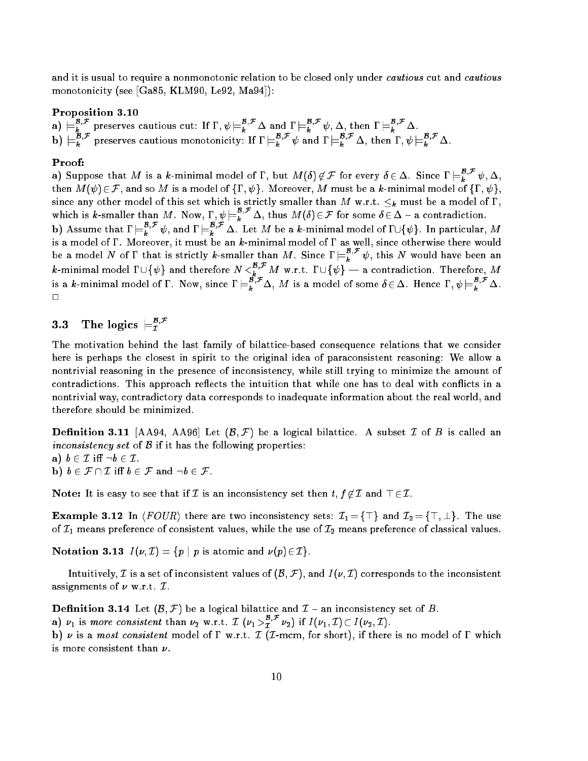and it is usual to require a nonmonotonic relation to be closed only under *cautious* cut and *cautious* monotonicity (see [Ga85, KLM90, Le92, Ma94]):

**Proposition 3.10**

**a)** $\models_k^{\mathcal{B},\mathcal{F}}$ preserves cautious cut: If $\Gamma, \psi \models_k^{\mathcal{B},\mathcal{F}} \Delta$ and $\Gamma \models_k^{\mathcal{B},\mathcal{F}} \psi, \Delta$, then $\Gamma \models_k^{\mathcal{B},\mathcal{F}} \Delta$.

**b)** $\models_k^{\mathcal{B},\mathcal{F}}$ preserves cautious monotonicity: If $\Gamma \models_k^{\mathcal{B},\mathcal{F}} \psi$ and $\Gamma \models_k^{\mathcal{B},\mathcal{F}} \Delta$, then $\Gamma, \psi \models_k^{\mathcal{B},\mathcal{F}} \Delta$.

**Proof:**

**a)** Suppose that $M$ is a $k$-minimal model of $\Gamma$, but $M(\delta) \notin \mathcal{F}$ for every $\delta \in \Delta$. Since $\Gamma \models_k^{\mathcal{B},\mathcal{F}} \psi, \Delta$, then $M(\psi) \in \mathcal{F}$, and so $M$ is a model of $\{\Gamma, \psi\}$. Moreover, $M$ must be a $k$-minimal model of $\{\Gamma, \psi\}$, since any other model of this set which is strictly smaller than $M$ w.r.t. $\leq_k$ must be a model of $\Gamma$, which is $k$-smaller than $M$. Now, $\Gamma, \psi \models_k^{\mathcal{B},\mathcal{F}} \Delta$, thus $M(\delta) \in \mathcal{F}$ for some $\delta \in \Delta$ – a contradiction.

**b)** Assume that $\Gamma \models_k^{\mathcal{B},\mathcal{F}} \psi$, and $\Gamma \models_k^{\mathcal{B},\mathcal{F}} \Delta$. Let $M$ be a $k$-minimal model of $\Gamma \cup \{\psi\}$. In particular, $M$ is a model of $\Gamma$. Moreover, it must be an $k$-minimal model of $\Gamma$ as well, since otherwise there would be a model $N$ of $\Gamma$ that is strictly $k$-smaller than $M$. Since $\Gamma \models_k^{\mathcal{B},\mathcal{F}} \psi$, this $N$ would have been an $k$-minimal model $\Gamma \cup \{\psi\}$ and therefore $N <_k^{\mathcal{B},\mathcal{F}} M$ w.r.t. $\Gamma \cup \{\psi\}$ — a contradiction. Therefore, $M$ is a $k$-minimal model of $\Gamma$. Now, since $\Gamma \models_k^{\mathcal{B},\mathcal{F}} \Delta$, $M$ is a model of some $\delta \in \Delta$. Hence $\Gamma, \psi \models_k^{\mathcal{B},\mathcal{F}} \Delta$.
□

### 3.3 The logics $\models_{\mathcal{I}}^{\mathcal{B},\mathcal{F}}$

The motivation behind the last family of bilattice-based consequence relations that we consider here is perhaps the closest in spirit to the original idea of paraconsistent reasoning: We allow a nontrivial reasoning in the presence of inconsistency, while still trying to minimize the amount of contradictions. This approach reflects the intuition that while one has to deal with conflicts in a nontrivial way, contradictory data corresponds to inadequate information about the real world, and therefore should be minimized.

**Definition 3.11** [AA94, AA96] Let $(\mathcal{B}, \mathcal{F})$ be a logical bilattice. A subset $\mathcal{I}$ of $B$ is called an *inconsistency set* of $\mathcal{B}$ if it has the following properties:

**a)** $b \in \mathcal{I}$ iff $\neg b \in \mathcal{I}$.

**b)** $b \in \mathcal{F} \cap \mathcal{I}$ iff $b \in \mathcal{F}$ and $\neg b \in \mathcal{F}$.

**Note:** It is easy to see that if $\mathcal{I}$ is an inconsistency set then $t, f \notin \mathcal{I}$ and $\top \in \mathcal{I}$.

**Example 3.12** In $\langle FOUR \rangle$ there are two inconsistency sets: $\mathcal{I}_1 = \{\top\}$ and $\mathcal{I}_2 = \{\top, \bot\}$. The use of $\mathcal{I}_1$ means preference of consistent values, while the use of $\mathcal{I}_2$ means preference of classical values.

**Notation 3.13** $I(\nu, \mathcal{I}) = \{p \mid p \text{ is atomic and } \nu(p) \in \mathcal{I}\}$.

Intuitively, $\mathcal{I}$ is a set of inconsistent values of $(\mathcal{B}, \mathcal{F})$, and $I(\nu, \mathcal{I})$ corresponds to the inconsistent assignments of $\nu$ w.r.t. $\mathcal{I}$.

**Definition 3.14** Let $(\mathcal{B}, \mathcal{F})$ be a logical bilattice and $\mathcal{I}$ – an inconsistency set of $B$.

**a)** $\nu_1$ is *more consistent* than $\nu_2$ w.r.t. $\mathcal{I}$ ($\nu_1 >_{\mathcal{I}}^{\mathcal{B},\mathcal{F}} \nu_2$) if $I(\nu_1, \mathcal{I}) \subset I(\nu_2, \mathcal{I})$.

**b)** $\nu$ is a *most consistent* model of $\Gamma$ w.r.t. $\mathcal{I}$ ($\mathcal{I}$-mcm, for short), if there is no model of $\Gamma$ which is more consistent than $\nu$.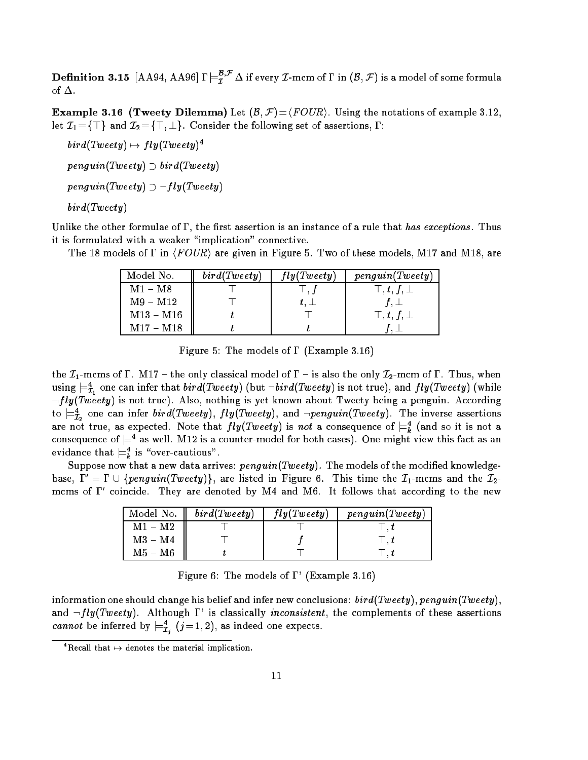**Definition 3.15** [AA94, AA96] $\Gamma \models_{\mathcal{I}}^{\mathcal{B},\mathcal{F}} \Delta$ if every $\mathcal{I}$-mcm of $\Gamma$ in $(\mathcal{B},\mathcal{F})$ is a model of some formula of $\Delta$.

**Example 3.16 (Tweety Dilemma)** Let $(\mathcal{B},\mathcal{F})=\langle FOUR\rangle$. Using the notations of example 3.12, let $\mathcal{I}_1=\{\top\}$ and $\mathcal{I}_2=\{\top,\bot\}$. Consider the following set of assertions, $\Gamma$:

$bird(Tweety) \mapsto fly(Tweety)$[4]

$penguin(Tweety) \supset bird(Tweety)$

$penguin(Tweety) \supset \neg fly(Tweety)$

$bird(Tweety)$

Unlike the other formulae of $\Gamma$, the first assertion is an instance of a rule that *has exceptions*. Thus it is formulated with a weaker "implication" connective.

The 18 models of $\Gamma$ in $\langle FOUR\rangle$ are given in Figure 5. Two of these models, M17 and M18, are

| Model No. | $bird(Tweety)$ | $fly(Tweety)$ | $penguin(Tweety)$ |
|---|---|---|---|
| M1 – M8 | $\top$ | $\top, f$ | $\top, t, f, \bot$ |
| M9 – M12 | $\top$ | $t, \bot$ | $f, \bot$ |
| M13 – M16 | $t$ | $\top$ | $\top, t, f, \bot$ |
| M17 – M18 | $t$ | $t$ | $f, \bot$ |

Figure 5: The models of $\Gamma$ (Example 3.16)

the $\mathcal{I}_1$-mcms of $\Gamma$. M17 – the only classical model of $\Gamma$ – is also the only $\mathcal{I}_2$-mcm of $\Gamma$. Thus, when using $\models^4_{\mathcal{I}_1}$ one can infer that $bird(Tweety)$ (but $\neg bird(Tweety)$ is not true), and $fly(Tweety)$ (while $\neg fly(Tweety)$ is not true). Also, nothing is yet known about Tweety being a penguin. According to $\models^4_{\mathcal{I}_2}$ one can infer $bird(Tweety)$, $fly(Tweety)$, and $\neg penguin(Tweety)$. The inverse assertions are not true, as expected. Note that $fly(Tweety)$ is *not* a consequence of $\models^4_k$ (and so it is not a consequence of $\models^4$ as well. M12 is a counter-model for both cases). One might view this fact as an evidance that $\models^4_k$ is "over-cautious".

Suppose now that a new data arrives: $penguin(Tweety)$. The models of the modified knowledge-base, $\Gamma' = \Gamma \cup \{penguin(Tweety)\}$, are listed in Figure 6. This time the $\mathcal{I}_1$-mcms and the $\mathcal{I}_2$-mcms of $\Gamma'$ coincide. They are denoted by M4 and M6. It follows that according to the new

| Model No. | $bird(Tweety)$ | $fly(Tweety)$ | $penguin(Tweety)$ |
|---|---|---|---|
| M1 – M2 | $\top$ | $\top$ | $\top, t$ |
| M3 – M4 | $\top$ | $f$ | $\top, t$ |
| M5 – M6 | $t$ | $\top$ | $\top, t$ |

Figure 6: The models of $\Gamma$' (Example 3.16)

information one should change his belief and infer new conclusions: $bird(Tweety)$, $penguin(Tweety)$, and $\neg fly(Tweety)$. Although $\Gamma$' is classically *inconsistent*, the complements of these assertions *cannot* be inferred by $\models^4_{\mathcal{I}_j}$ $(j=1,2)$, as indeed one expects.

[4] Recall that $\mapsto$ denotes the material implication.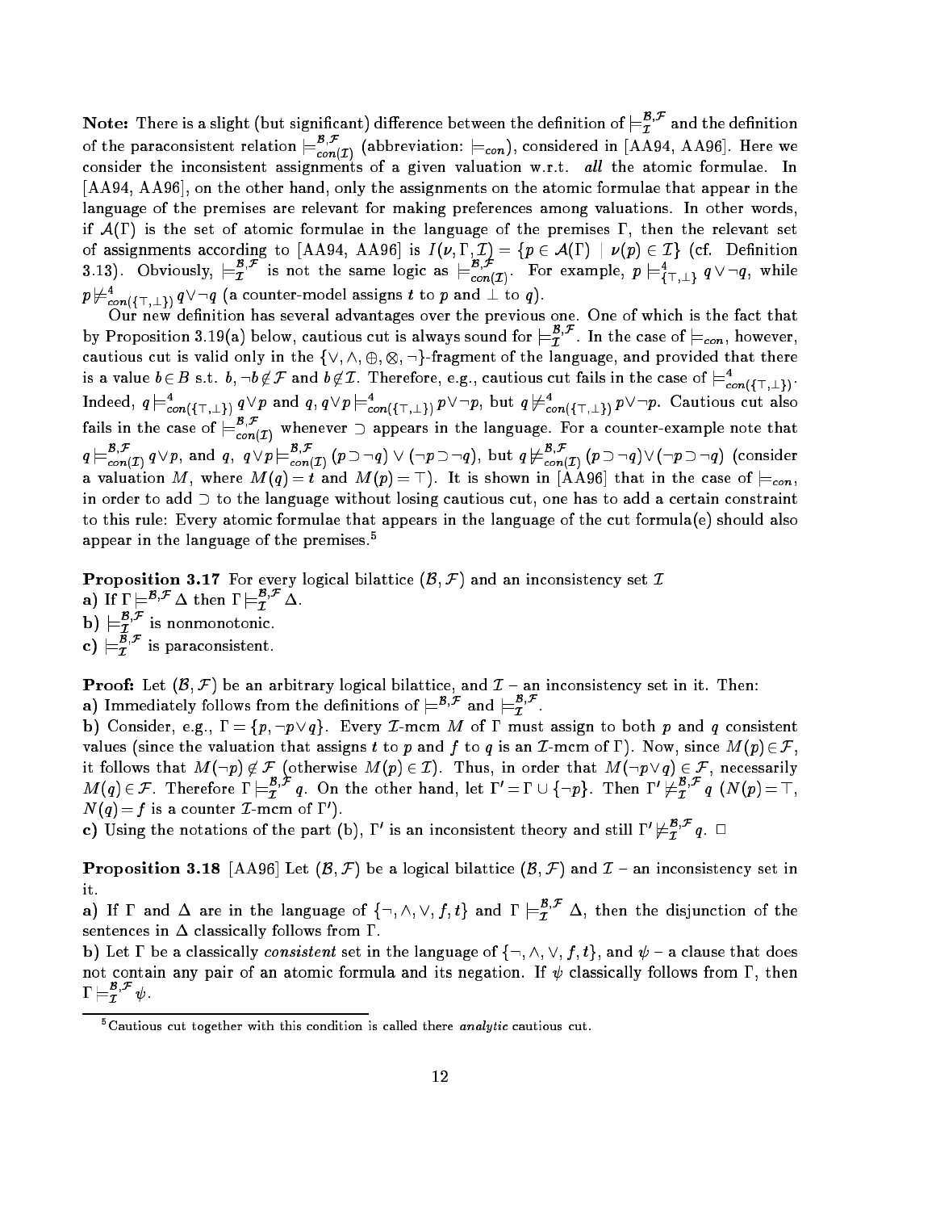**Note:** There is a slight (but significant) difference between the definition of $\models_{\mathcal{I}}^{\mathcal{B},\mathcal{F}}$ and the definition of the paraconsistent relation $\models_{con(\mathcal{I})}^{\mathcal{B},\mathcal{F}}$ (abbreviation: $\models_{con}$), considered in [AA94, AA96]. Here we consider the inconsistent assignments of a given valuation w.r.t. *all* the atomic formulae. In [AA94, AA96], on the other hand, only the assignments on the atomic formulae that appear in the language of the premises are relevant for making preferences among valuations. In other words, if $\mathcal{A}(\Gamma)$ is the set of atomic formulae in the language of the premises $\Gamma$, then the relevant set of assignments according to [AA94, AA96] is $I(\nu, \Gamma, \mathcal{I}) = \{p \in \mathcal{A}(\Gamma) \mid \nu(p) \in \mathcal{I}\}$ (cf. Definition 3.13). Obviously, $\models_{\mathcal{I}}^{\mathcal{B},\mathcal{F}}$ is not the same logic as $\models_{con(\mathcal{I})}^{\mathcal{B},\mathcal{F}}$. For example, $p \models_{\{\top,\bot\}}^{4} q \vee \neg q$, while $p \not\models_{con(\{\top,\bot\})}^{4} q \vee \neg q$ (a counter-model assigns $t$ to $p$ and $\bot$ to $q$).

Our new definition has several advantages over the previous one. One of which is the fact that by Proposition 3.19(a) below, cautious cut is always sound for $\models_{\mathcal{I}}^{\mathcal{B},\mathcal{F}}$. In the case of $\models_{con}$, however, cautious cut is valid only in the $\{\vee, \wedge, \oplus, \otimes, \neg\}$-fragment of the language, and provided that there is a value $b \in B$ s.t. $b, \neg b \notin \mathcal{F}$ and $b \notin \mathcal{I}$. Therefore, e.g., cautious cut fails in the case of $\models_{con(\{\top,\bot\})}^{4}$. Indeed, $q \models_{con(\{\top,\bot\})}^{4} q \vee p$ and $q, q \vee p \models_{con(\{\top,\bot\})}^{4} p \vee \neg p$, but $q \not\models_{con(\{\top,\bot\})}^{4} p \vee \neg p$. Cautious cut also fails in the case of $\models_{con(\mathcal{I})}^{\mathcal{B},\mathcal{F}}$ whenever $\supset$ appears in the language. For a counter-example note that $q \models_{con(\mathcal{I})}^{\mathcal{B},\mathcal{F}} q \vee p$, and $q,\ q \vee p \models_{con(\mathcal{I})}^{\mathcal{B},\mathcal{F}} (p \supset \neg q) \vee (\neg p \supset \neg q)$, but $q \not\models_{con(\mathcal{I})}^{\mathcal{B},\mathcal{F}} (p \supset \neg q) \vee (\neg p \supset \neg q)$ (consider a valuation $M$, where $M(q) = t$ and $M(p) = \top$). It is shown in [AA96] that in the case of $\models_{con}$, in order to add $\supset$ to the language without losing cautious cut, one has to add a certain constraint to this rule: Every atomic formulae that appears in the language of the cut formula(e) should also appear in the language of the premises.[5]

**Proposition 3.17** For every logical bilattice $(\mathcal{B}, \mathcal{F})$ and an inconsistency set $\mathcal{I}$

**a)** If $\Gamma \models^{\mathcal{B},\mathcal{F}} \Delta$ then $\Gamma \models_{\mathcal{I}}^{\mathcal{B},\mathcal{F}} \Delta$.

**b)** $\models_{\mathcal{I}}^{\mathcal{B},\mathcal{F}}$ is nonmonotonic.

**c)** $\models_{\mathcal{I}}^{\mathcal{B},\mathcal{F}}$ is paraconsistent.

**Proof:** Let $(\mathcal{B}, \mathcal{F})$ be an arbitrary logical bilattice, and $\mathcal{I}$ – an inconsistency set in it. Then:

**a)** Immediately follows from the definitions of $\models^{\mathcal{B},\mathcal{F}}$ and $\models_{\mathcal{I}}^{\mathcal{B},\mathcal{F}}$.

**b)** Consider, e.g., $\Gamma = \{p, \neg p \vee q\}$. Every $\mathcal{I}$-mcm $M$ of $\Gamma$ must assign to both $p$ and $q$ consistent values (since the valuation that assigns $t$ to $p$ and $f$ to $q$ is an $\mathcal{I}$-mcm of $\Gamma$). Now, since $M(p) \in \mathcal{F}$, it follows that $M(\neg p) \notin \mathcal{F}$ (otherwise $M(p) \in \mathcal{I}$). Thus, in order that $M(\neg p \vee q) \in \mathcal{F}$, necessarily $M(q) \in \mathcal{F}$. Therefore $\Gamma \models_{\mathcal{I}}^{\mathcal{B},\mathcal{F}} q$. On the other hand, let $\Gamma' = \Gamma \cup \{\neg p\}$. Then $\Gamma' \not\models_{\mathcal{I}}^{\mathcal{B},\mathcal{F}} q$ ($N(p) = \top$, $N(q) = f$ is a counter $\mathcal{I}$-mcm of $\Gamma'$).

**c)** Using the notations of the part (b), $\Gamma'$ is an inconsistent theory and still $\Gamma' \not\models_{\mathcal{I}}^{\mathcal{B},\mathcal{F}} q$. $\square$

**Proposition 3.18** [AA96] Let $(\mathcal{B}, \mathcal{F})$ be a logical bilattice $(\mathcal{B}, \mathcal{F})$ and $\mathcal{I}$ – an inconsistency set in it.

**a)** If $\Gamma$ and $\Delta$ are in the language of $\{\neg, \wedge, \vee, f, t\}$ and $\Gamma \models_{\mathcal{I}}^{\mathcal{B},\mathcal{F}} \Delta$, then the disjunction of the sentences in $\Delta$ classically follows from $\Gamma$.

**b)** Let $\Gamma$ be a classically *consistent* set in the language of $\{\neg, \wedge, \vee, f, t\}$, and $\psi$ – a clause that does not contain any pair of an atomic formula and its negation. If $\psi$ classically follows from $\Gamma$, then $\Gamma \models_{\mathcal{I}}^{\mathcal{B},\mathcal{F}} \psi$.

---

[5] Cautious cut together with this condition is called there *analytic* cautious cut.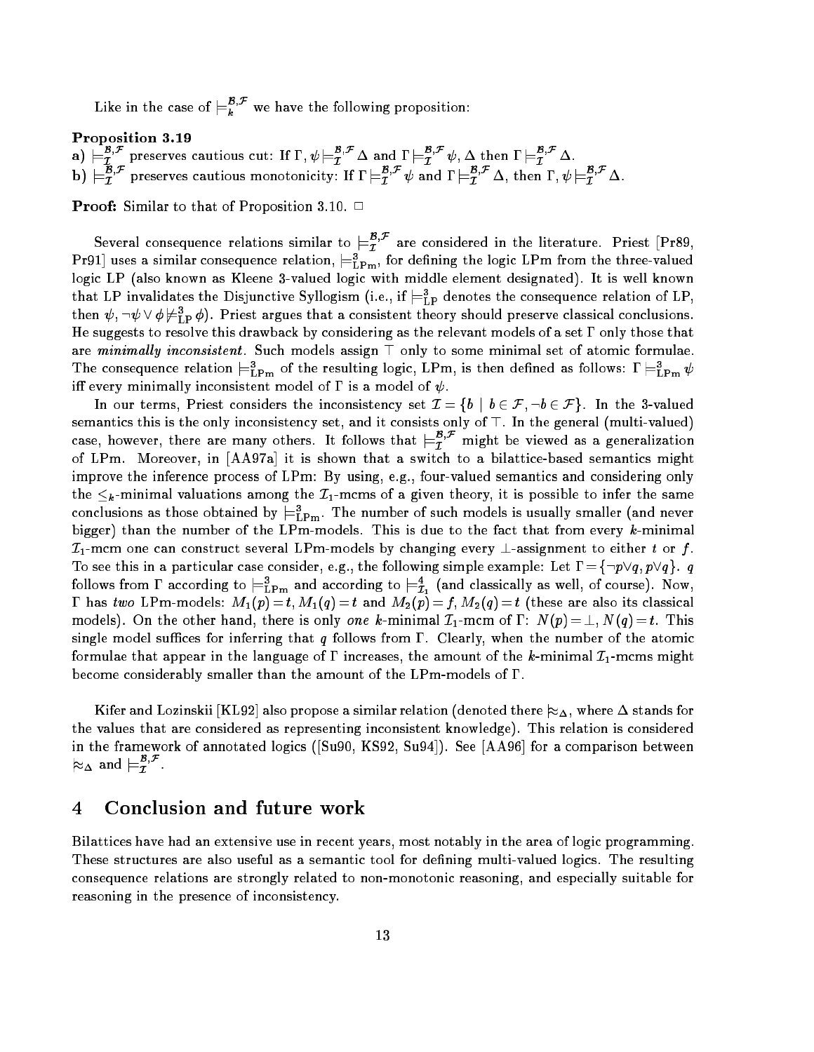Like in the case of $\models_{k}^{\mathcal{B},\mathcal{F}}$ we have the following proposition:

**Proposition 3.19**

a) $\models_{\mathcal{I}}^{\mathcal{B},\mathcal{F}}$ preserves cautious cut: If $\Gamma, \psi \models_{\mathcal{I}}^{\mathcal{B},\mathcal{F}} \Delta$ and $\Gamma \models_{\mathcal{I}}^{\mathcal{B},\mathcal{F}} \psi, \Delta$ then $\Gamma \models_{\mathcal{I}}^{\mathcal{B},\mathcal{F}} \Delta$.

b) $\models_{\mathcal{I}}^{\mathcal{B},\mathcal{F}}$ preserves cautious monotonicity: If $\Gamma \models_{\mathcal{I}}^{\mathcal{B},\mathcal{F}} \psi$ and $\Gamma \models_{\mathcal{I}}^{\mathcal{B},\mathcal{F}} \Delta$, then $\Gamma, \psi \models_{\mathcal{I}}^{\mathcal{B},\mathcal{F}} \Delta$.

**Proof:** Similar to that of Proposition 3.10. $\Box$

Several consequence relations similar to $\models_{\mathcal{I}}^{\mathcal{B},\mathcal{F}}$ are considered in the literature. Priest [Pr89, Pr91] uses a similar consequence relation, $\models_{\text{LPm}}^{3}$, for defining the logic LPm from the three-valued logic LP (also known as Kleene 3-valued logic with middle element designated). It is well known that LP invalidates the Disjunctive Syllogism (i.e., if $\models_{\text{LP}}^{3}$ denotes the consequence relation of LP, then $\psi, \neg\psi \vee \phi \not\models_{\text{LP}}^{3} \phi$). Priest argues that a consistent theory should preserve classical conclusions. He suggests to resolve this drawback by considering as the relevant models of a set $\Gamma$ only those that are *minimally inconsistent*. Such models assign $\top$ only to some minimal set of atomic formulae. The consequence relation $\models_{\text{LPm}}^{3}$ of the resulting logic, LPm, is then defined as follows: $\Gamma \models_{\text{LPm}}^{3} \psi$ iff every minimally inconsistent model of $\Gamma$ is a model of $\psi$.

In our terms, Priest considers the inconsistency set $\mathcal{I} = \{b \mid b \in \mathcal{F}, \neg b \in \mathcal{F}\}$. In the 3-valued semantics this is the only inconsistency set, and it consists only of $\top$. In the general (multi-valued) case, however, there are many others. It follows that $\models_{\mathcal{I}}^{\mathcal{B},\mathcal{F}}$ might be viewed as a generalization of LPm. Moreover, in [AA97a] it is shown that a switch to a bilattice-based semantics might improve the inference process of LPm: By using, e.g., four-valued semantics and considering only the $\leq_k$-minimal valuations among the $\mathcal{I}_1$-mcms of a given theory, it is possible to infer the same conclusions as those obtained by $\models_{\text{LPm}}^{3}$. The number of such models is usually smaller (and never bigger) than the number of the LPm-models. This is due to the fact that from every $k$-minimal $\mathcal{I}_1$-mcm one can construct several LPm-models by changing every $\bot$-assignment to either $t$ or $f$. To see this in a particular case consider, e.g., the following simple example: Let $\Gamma = \{\neg p \vee q, p \vee q\}$. $q$ follows from $\Gamma$ according to $\models_{\text{LPm}}^{3}$ and according to $\models_{\mathcal{I}_1}^{4}$ (and classically as well, of course). Now, $\Gamma$ has *two* LPm-models: $M_1(p) = t$, $M_1(q) = t$ and $M_2(p) = f$, $M_2(q) = t$ (these are also its classical models). On the other hand, there is only *one* $k$-minimal $\mathcal{I}_1$-mcm of $\Gamma$: $N(p) = \bot$, $N(q) = t$. This single model suffices for inferring that $q$ follows from $\Gamma$. Clearly, when the number of the atomic formulae that appear in the language of $\Gamma$ increases, the amount of the $k$-minimal $\mathcal{I}_1$-mcms might become considerably smaller than the amount of the LPm-models of $\Gamma$.

Kifer and Lozinskii [KL92] also propose a similar relation (denoted there $\approx_{\Delta}$, where $\Delta$ stands for the values that are considered as representing inconsistent knowledge). This relation is considered in the framework of annotated logics ([Su90, KS92, Su94]). See [AA96] for a comparison between $\approx_{\Delta}$ and $\models_{\mathcal{I}}^{\mathcal{B},\mathcal{F}}$.

## 4 Conclusion and future work

Bilattices have had an extensive use in recent years, most notably in the area of logic programming. These structures are also useful as a semantic tool for defining multi-valued logics. The resulting consequence relations are strongly related to non-monotonic reasoning, and especially suitable for reasoning in the presence of inconsistency.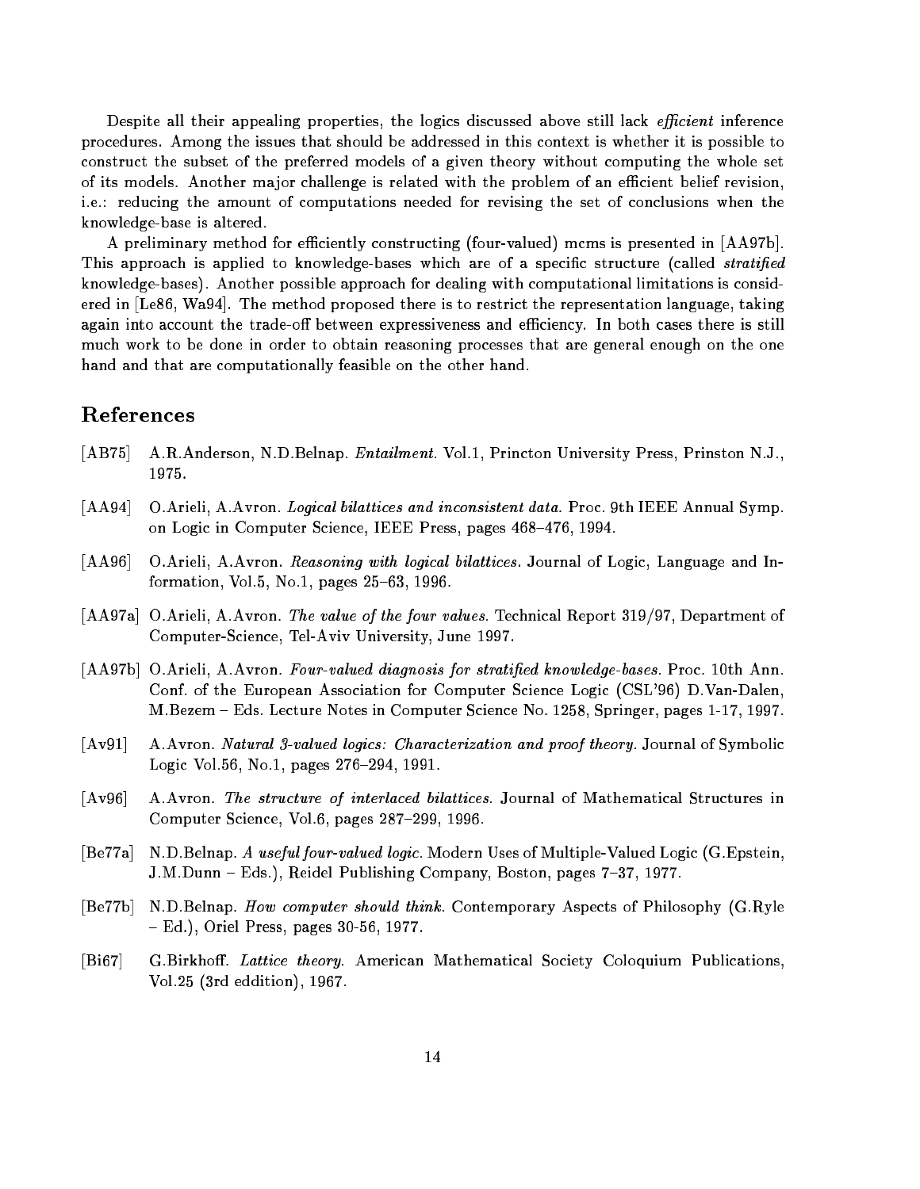Despite all their appealing properties, the logics discussed above still lack *efficient* inference procedures. Among the issues that should be addressed in this context is whether it is possible to construct the subset of the preferred models of a given theory without computing the whole set of its models. Another major challenge is related with the problem of an efficient belief revision, i.e.: reducing the amount of computations needed for revising the set of conclusions when the knowledge-base is altered.

A preliminary method for efficiently constructing (four-valued) mcms is presented in [AA97b]. This approach is applied to knowledge-bases which are of a specific structure (called *stratified* knowledge-bases). Another possible approach for dealing with computational limitations is considered in [Le86, Wa94]. The method proposed there is to restrict the representation language, taking again into account the trade-off between expressiveness and efficiency. In both cases there is still much work to be done in order to obtain reasoning processes that are general enough on the one hand and that are computationally feasible on the other hand.

## References

[AB75] A.R.Anderson, N.D.Belnap. *Entailment.* Vol.1, Princton University Press, Prinston N.J., 1975.

[AA94] O.Arieli, A.Avron. *Logical bilattices and inconsistent data.* Proc. 9th IEEE Annual Symp. on Logic in Computer Science, IEEE Press, pages 468–476, 1994.

[AA96] O.Arieli, A.Avron. *Reasoning with logical bilattices.* Journal of Logic, Language and Information, Vol.5, No.1, pages 25–63, 1996.

[AA97a] O.Arieli, A.Avron. *The value of the four values.* Technical Report 319/97, Department of Computer-Science, Tel-Aviv University, June 1997.

[AA97b] O.Arieli, A.Avron. *Four-valued diagnosis for stratified knowledge-bases.* Proc. 10th Ann. Conf. of the European Association for Computer Science Logic (CSL'96) D.Van-Dalen, M.Bezem – Eds. Lecture Notes in Computer Science No. 1258, Springer, pages 1-17, 1997.

[Av91] A.Avron. *Natural 3-valued logics: Characterization and proof theory.* Journal of Symbolic Logic Vol.56, No.1, pages 276–294, 1991.

[Av96] A.Avron. *The structure of interlaced bilattices.* Journal of Mathematical Structures in Computer Science, Vol.6, pages 287–299, 1996.

[Be77a] N.D.Belnap. *A useful four-valued logic.* Modern Uses of Multiple-Valued Logic (G.Epstein, J.M.Dunn – Eds.), Reidel Publishing Company, Boston, pages 7–37, 1977.

[Be77b] N.D.Belnap. *How computer should think.* Contemporary Aspects of Philosophy (G.Ryle – Ed.), Oriel Press, pages 30-56, 1977.

[Bi67] G.Birkhoff. *Lattice theory.* American Mathematical Society Coloquium Publications, Vol.25 (3rd eddition), 1967.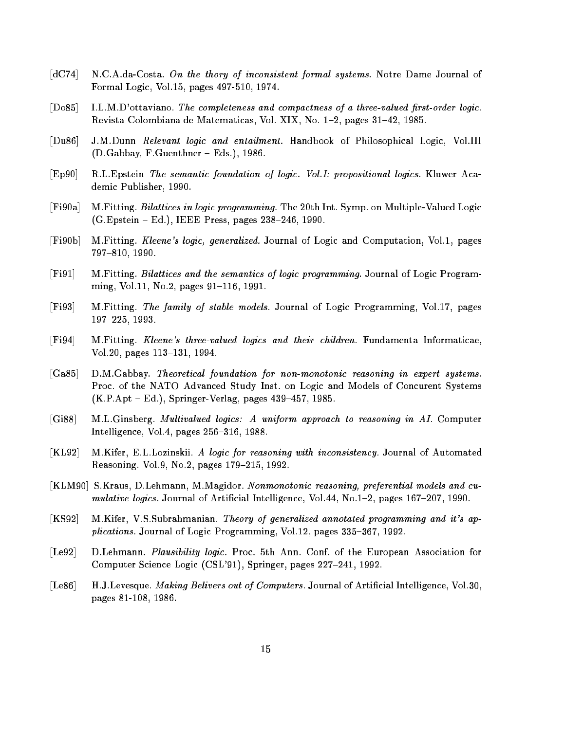[dC74] N.C.A.da-Costa. *On the thory of inconsistent formal systems.* Notre Dame Journal of Formal Logic, Vol.15, pages 497-510, 1974.

[Do85] I.L.M.D'ottaviano. *The completeness and compactness of a three-valued first-order logic.* Revista Colombiana de Matematicas, Vol. XIX, No. 1–2, pages 31–42, 1985.

[Du86] J.M.Dunn *Relevant logic and entailment.* Handbook of Philosophical Logic, Vol.III (D.Gabbay, F.Guenthner – Eds.), 1986.

[Ep90] R.L.Epstein *The semantic foundation of logic. Vol.I: propositional logics.* Kluwer Academic Publisher, 1990.

[Fi90a] M.Fitting. *Bilattices in logic programming.* The 20th Int. Symp. on Multiple-Valued Logic (G.Epstein – Ed.), IEEE Press, pages 238–246, 1990.

[Fi90b] M.Fitting. *Kleene's logic, generalized.* Journal of Logic and Computation, Vol.1, pages 797–810, 1990.

[Fi91] M.Fitting. *Bilattices and the semantics of logic programming.* Journal of Logic Programming, Vol.11, No.2, pages 91–116, 1991.

[Fi93] M.Fitting. *The family of stable models.* Journal of Logic Programming, Vol.17, pages 197–225, 1993.

[Fi94] M.Fitting. *Kleene's three-valued logics and their children.* Fundamenta Informaticae, Vol.20, pages 113–131, 1994.

[Ga85] D.M.Gabbay. *Theoretical foundation for non-monotonic reasoning in expert systems.* Proc. of the NATO Advanced Study Inst. on Logic and Models of Concurent Systems (K.P.Apt – Ed.), Springer-Verlag, pages 439–457, 1985.

[Gi88] M.L.Ginsberg. *Multivalued logics: A uniform approach to reasoning in AI.* Computer Intelligence, Vol.4, pages 256–316, 1988.

[KL92] M.Kifer, E.L.Lozinskii. *A logic for reasoning with inconsistency.* Journal of Automated Reasoning. Vol.9, No.2, pages 179–215, 1992.

[KLM90] S.Kraus, D.Lehmann, M.Magidor. *Nonmonotonic reasoning, preferential models and cumulative logics.* Journal of Artificial Intelligence, Vol.44, No.1–2, pages 167–207, 1990.

[KS92] M.Kifer, V.S.Subrahmanian. *Theory of generalized annotated programming and it's applications.* Journal of Logic Programming, Vol.12, pages 335–367, 1992.

[Le92] D.Lehmann. *Plausibility logic.* Proc. 5th Ann. Conf. of the European Association for Computer Science Logic (CSL'91), Springer, pages 227–241, 1992.

[Le86] H.J.Levesque. *Making Belivers out of Computers.* Journal of Artificial Intelligence, Vol.30, pages 81-108, 1986.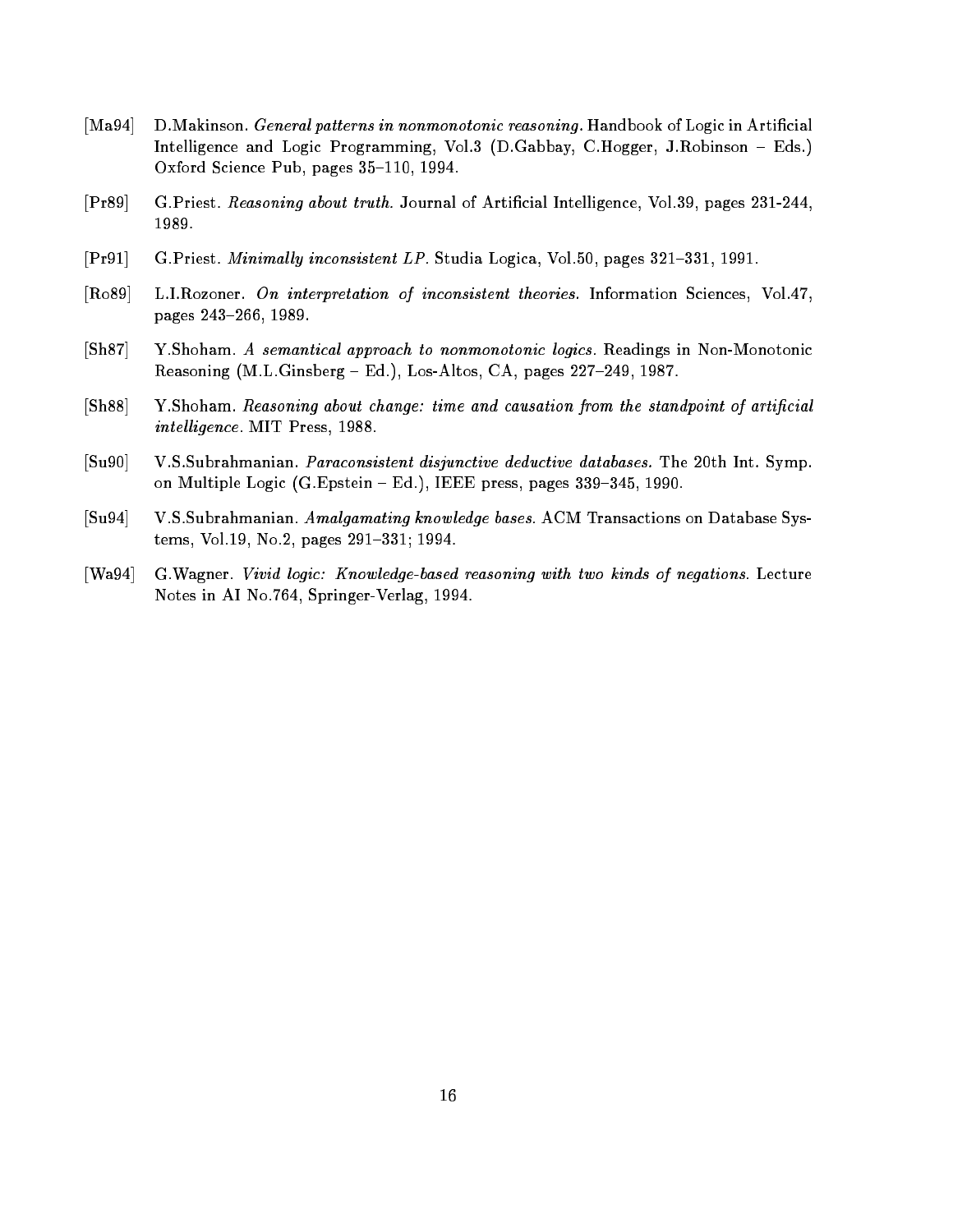[Ma94] D.Makinson. *General patterns in nonmonotonic reasoning.* Handbook of Logic in Artificial Intelligence and Logic Programming, Vol.3 (D.Gabbay, C.Hogger, J.Robinson – Eds.) Oxford Science Pub, pages 35–110, 1994.

[Pr89] G.Priest. *Reasoning about truth.* Journal of Artificial Intelligence, Vol.39, pages 231-244, 1989.

[Pr91] G.Priest. *Minimally inconsistent LP.* Studia Logica, Vol.50, pages 321–331, 1991.

[Ro89] L.I.Rozoner. *On interpretation of inconsistent theories.* Information Sciences, Vol.47, pages 243–266, 1989.

[Sh87] Y.Shoham. *A semantical approach to nonmonotonic logics.* Readings in Non-Monotonic Reasoning (M.L.Ginsberg – Ed.), Los-Altos, CA, pages 227–249, 1987.

[Sh88] Y.Shoham. *Reasoning about change: time and causation from the standpoint of artificial intelligence.* MIT Press, 1988.

[Su90] V.S.Subrahmanian. *Paraconsistent disjunctive deductive databases.* The 20th Int. Symp. on Multiple Logic (G.Epstein – Ed.), IEEE press, pages 339–345, 1990.

[Su94] V.S.Subrahmanian. *Amalgamating knowledge bases.* ACM Transactions on Database Systems, Vol.19, No.2, pages 291–331; 1994.

[Wa94] G.Wagner. *Vivid logic: Knowledge-based reasoning with two kinds of negations.* Lecture Notes in AI No.764, Springer-Verlag, 1994.